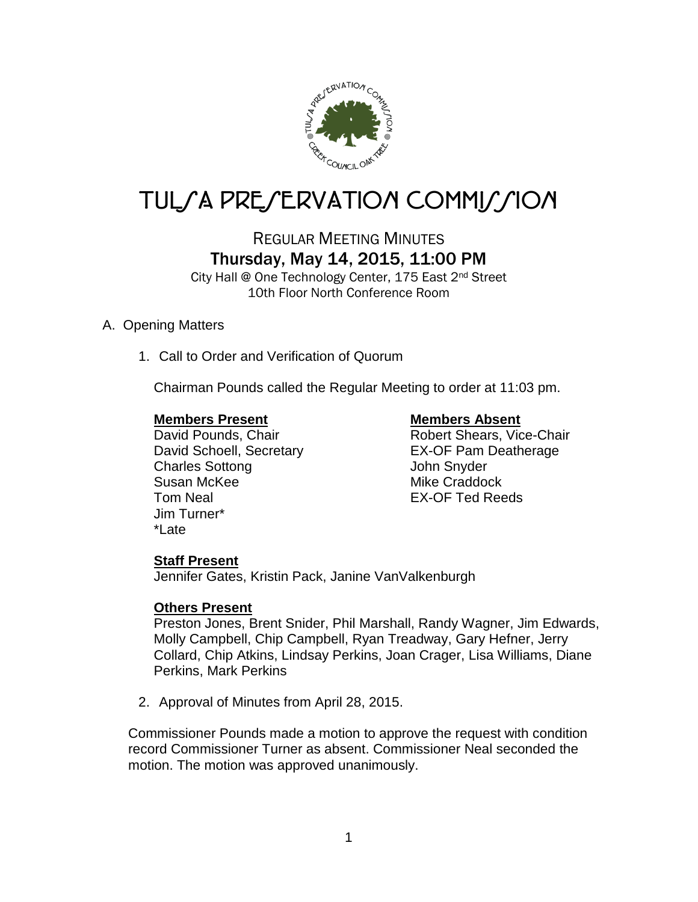# TULSA PRESERVATION COMMISSION

## REGULAR MEETING MINUTES

### Thursday, May 14, 2015, 11:00 PM

City Hall @ One Technology Center, 175 East 2nd Street
10th Floor North Conference Room

A. Opening Matters

1. Call to Order and Verification of Quorum

   Chairman Pounds called the Regular Meeting to order at 11:03 pm.

   **Members Present**
   David Pounds, Chair
   David Schoell, Secretary
   Charles Sottong
   Susan McKee
   Tom Neal
   Jim Turner*
   *Late

   **Members Absent**
   Robert Shears, Vice-Chair
   EX-OF Pam Deatherage
   John Snyder
   Mike Craddock
   EX-OF Ted Reeds

   **Staff Present**
   Jennifer Gates, Kristin Pack, Janine VanValkenburgh

   **Others Present**
   Preston Jones, Brent Snider, Phil Marshall, Randy Wagner, Jim Edwards, Molly Campbell, Chip Campbell, Ryan Treadway, Gary Hefner, Jerry Collard, Chip Atkins, Lindsay Perkins, Joan Crager, Lisa Williams, Diane Perkins, Mark Perkins

2. Approval of Minutes from April 28, 2015.

Commissioner Pounds made a motion to approve the request with condition record Commissioner Turner as absent. Commissioner Neal seconded the motion. The motion was approved unanimously.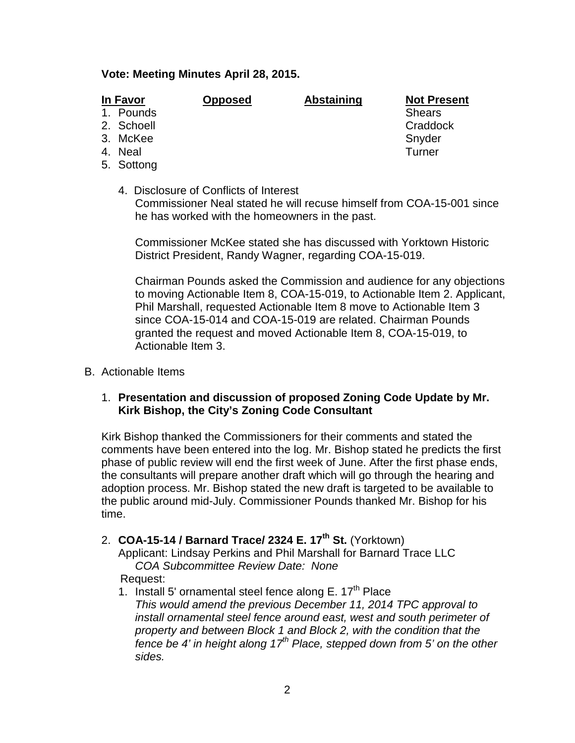**Vote: Meeting Minutes April 28, 2015.**

| In Favor | Opposed | Abstaining | Not Present |
|---|---|---|---|
| 1. Pounds | | | Shears |
| 2. Schoell | | | Craddock |
| 3. McKee | | | Snyder |
| 4. Neal | | | Turner |
| 5. Sottong | | | |

4. Disclosure of Conflicts of Interest

   Commissioner Neal stated he will recuse himself from COA-15-001 since he has worked with the homeowners in the past.

   Commissioner McKee stated she has discussed with Yorktown Historic District President, Randy Wagner, regarding COA-15-019.

   Chairman Pounds asked the Commission and audience for any objections to moving Actionable Item 8, COA-15-019, to Actionable Item 2. Applicant, Phil Marshall, requested Actionable Item 8 move to Actionable Item 3 since COA-15-014 and COA-15-019 are related. Chairman Pounds granted the request and moved Actionable Item 8, COA-15-019, to Actionable Item 3.

B. Actionable Items

1. **Presentation and discussion of proposed Zoning Code Update by Mr. Kirk Bishop, the City's Zoning Code Consultant**

Kirk Bishop thanked the Commissioners for their comments and stated the comments have been entered into the log. Mr. Bishop stated he predicts the first phase of public review will end the first week of June. After the first phase ends, the consultants will prepare another draft which will go through the hearing and adoption process. Mr. Bishop stated the new draft is targeted to be available to the public around mid-July. Commissioner Pounds thanked Mr. Bishop for his time.

2. **COA-15-14 / Barnard Trace/ 2324 E. 17th St.** (Yorktown)

   Applicant: Lindsay Perkins and Phil Marshall for Barnard Trace LLC

   *COA Subcommittee Review Date: None*

   Request:

   1. Install 5' ornamental steel fence along E. 17th Place

      *This would amend the previous December 11, 2014 TPC approval to install ornamental steel fence around east, west and south perimeter of property and between Block 1 and Block 2, with the condition that the fence be 4' in height along 17th Place, stepped down from 5' on the other sides.*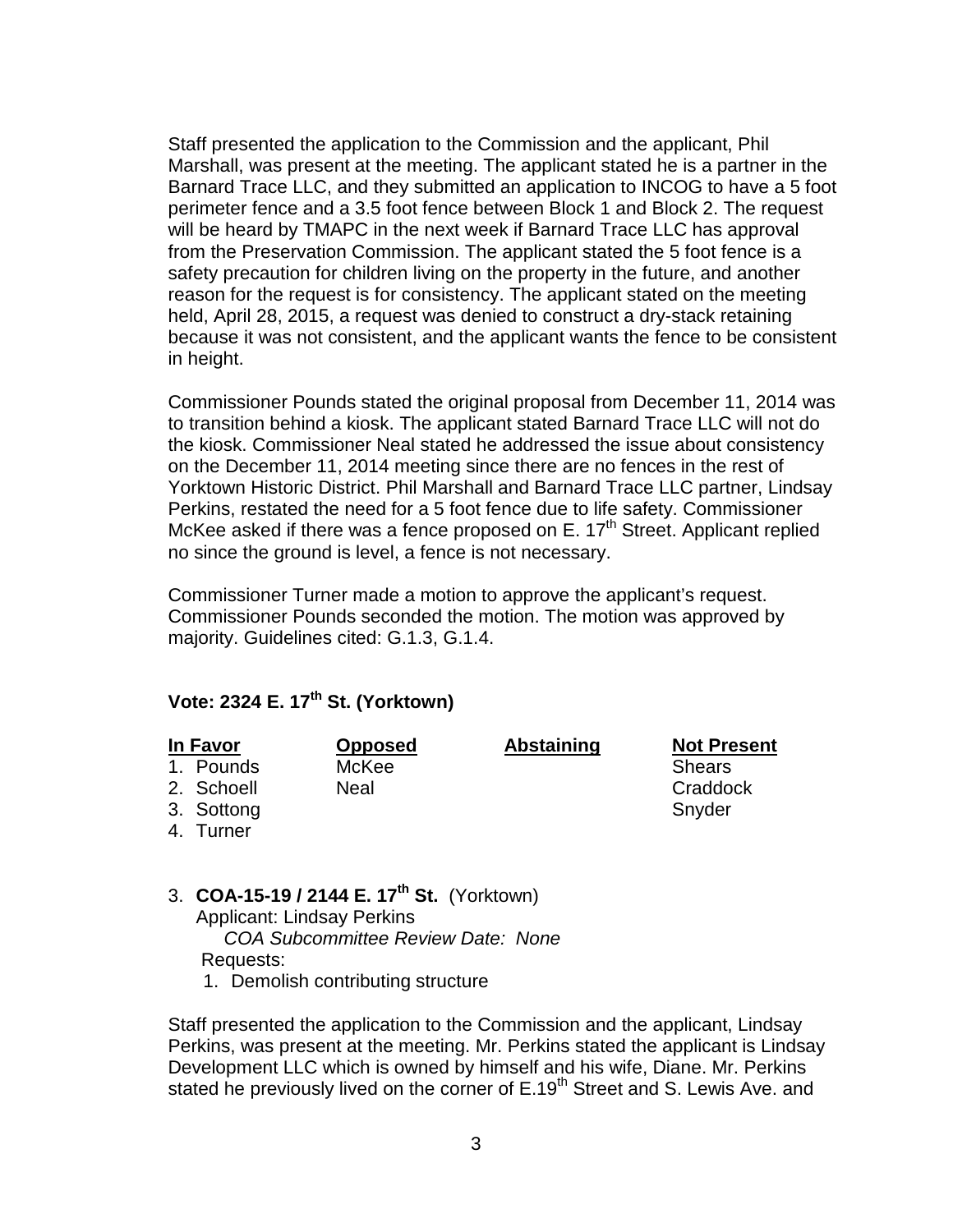Staff presented the application to the Commission and the applicant, Phil Marshall, was present at the meeting. The applicant stated he is a partner in the Barnard Trace LLC, and they submitted an application to INCOG to have a 5 foot perimeter fence and a 3.5 foot fence between Block 1 and Block 2. The request will be heard by TMAPC in the next week if Barnard Trace LLC has approval from the Preservation Commission. The applicant stated the 5 foot fence is a safety precaution for children living on the property in the future, and another reason for the request is for consistency. The applicant stated on the meeting held, April 28, 2015, a request was denied to construct a dry-stack retaining because it was not consistent, and the applicant wants the fence to be consistent in height.

Commissioner Pounds stated the original proposal from December 11, 2014 was to transition behind a kiosk. The applicant stated Barnard Trace LLC will not do the kiosk. Commissioner Neal stated he addressed the issue about consistency on the December 11, 2014 meeting since there are no fences in the rest of Yorktown Historic District. Phil Marshall and Barnard Trace LLC partner, Lindsay Perkins, restated the need for a 5 foot fence due to life safety. Commissioner McKee asked if there was a fence proposed on E. 17th Street. Applicant replied no since the ground is level, a fence is not necessary.

Commissioner Turner made a motion to approve the applicant's request. Commissioner Pounds seconded the motion. The motion was approved by majority. Guidelines cited: G.1.3, G.1.4.

**Vote: 2324 E. 17th St. (Yorktown)**

| In Favor | Opposed | Abstaining | Not Present |
|---|---|---|---|
| 1. Pounds | McKee | | Shears |
| 2. Schoell | Neal | | Craddock |
| 3. Sottong | | | Snyder |
| 4. Turner | | | |

3. **COA-15-19 / 2144 E. 17th St.** (Yorktown)
   Applicant: Lindsay Perkins
   *COA Subcommittee Review Date: None*
   Requests:
   1. Demolish contributing structure

Staff presented the application to the Commission and the applicant, Lindsay Perkins, was present at the meeting. Mr. Perkins stated the applicant is Lindsay Development LLC which is owned by himself and his wife, Diane. Mr. Perkins stated he previously lived on the corner of E.19th Street and S. Lewis Ave. and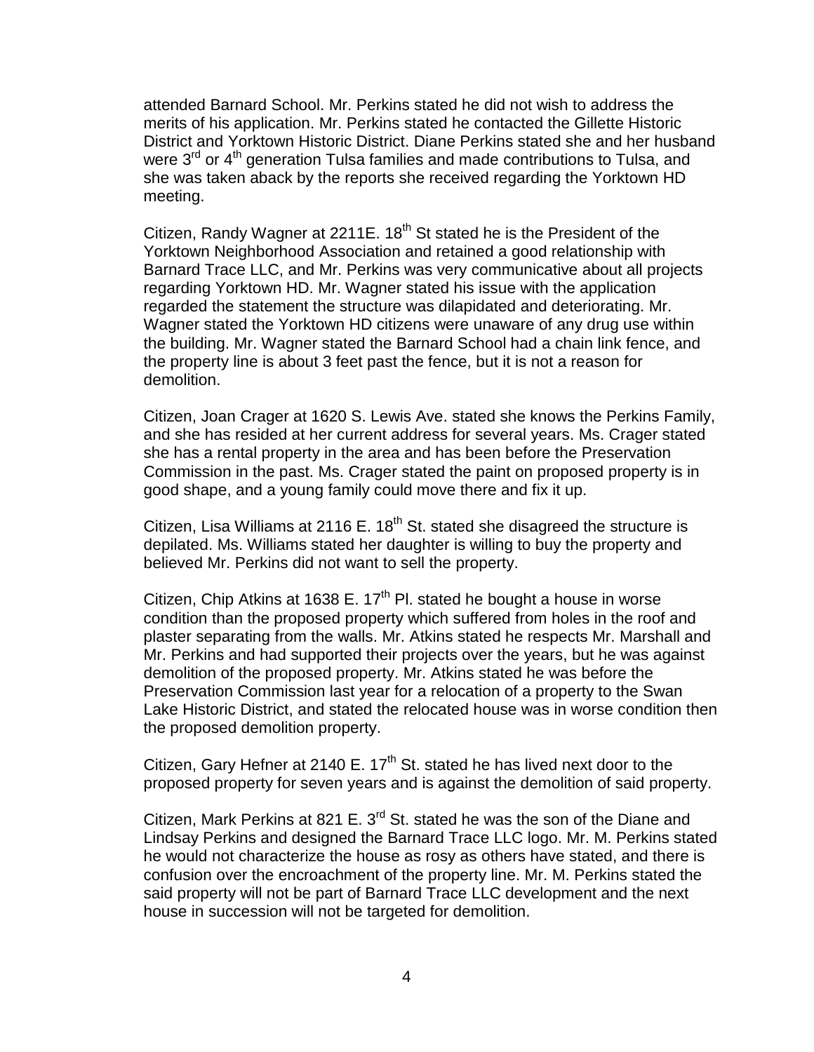attended Barnard School. Mr. Perkins stated he did not wish to address the merits of his application. Mr. Perkins stated he contacted the Gillette Historic District and Yorktown Historic District. Diane Perkins stated she and her husband were 3rd or 4th generation Tulsa families and made contributions to Tulsa, and she was taken aback by the reports she received regarding the Yorktown HD meeting.

Citizen, Randy Wagner at 2211E. 18th St stated he is the President of the Yorktown Neighborhood Association and retained a good relationship with Barnard Trace LLC, and Mr. Perkins was very communicative about all projects regarding Yorktown HD. Mr. Wagner stated his issue with the application regarded the statement the structure was dilapidated and deteriorating. Mr. Wagner stated the Yorktown HD citizens were unaware of any drug use within the building. Mr. Wagner stated the Barnard School had a chain link fence, and the property line is about 3 feet past the fence, but it is not a reason for demolition.

Citizen, Joan Crager at 1620 S. Lewis Ave. stated she knows the Perkins Family, and she has resided at her current address for several years. Ms. Crager stated she has a rental property in the area and has been before the Preservation Commission in the past. Ms. Crager stated the paint on proposed property is in good shape, and a young family could move there and fix it up.

Citizen, Lisa Williams at 2116 E. 18th St. stated she disagreed the structure is depilated. Ms. Williams stated her daughter is willing to buy the property and believed Mr. Perkins did not want to sell the property.

Citizen, Chip Atkins at 1638 E. 17th Pl. stated he bought a house in worse condition than the proposed property which suffered from holes in the roof and plaster separating from the walls. Mr. Atkins stated he respects Mr. Marshall and Mr. Perkins and had supported their projects over the years, but he was against demolition of the proposed property. Mr. Atkins stated he was before the Preservation Commission last year for a relocation of a property to the Swan Lake Historic District, and stated the relocated house was in worse condition then the proposed demolition property.

Citizen, Gary Hefner at 2140 E. 17th St. stated he has lived next door to the proposed property for seven years and is against the demolition of said property.

Citizen, Mark Perkins at 821 E. 3rd St. stated he was the son of the Diane and Lindsay Perkins and designed the Barnard Trace LLC logo. Mr. M. Perkins stated he would not characterize the house as rosy as others have stated, and there is confusion over the encroachment of the property line. Mr. M. Perkins stated the said property will not be part of Barnard Trace LLC development and the next house in succession will not be targeted for demolition.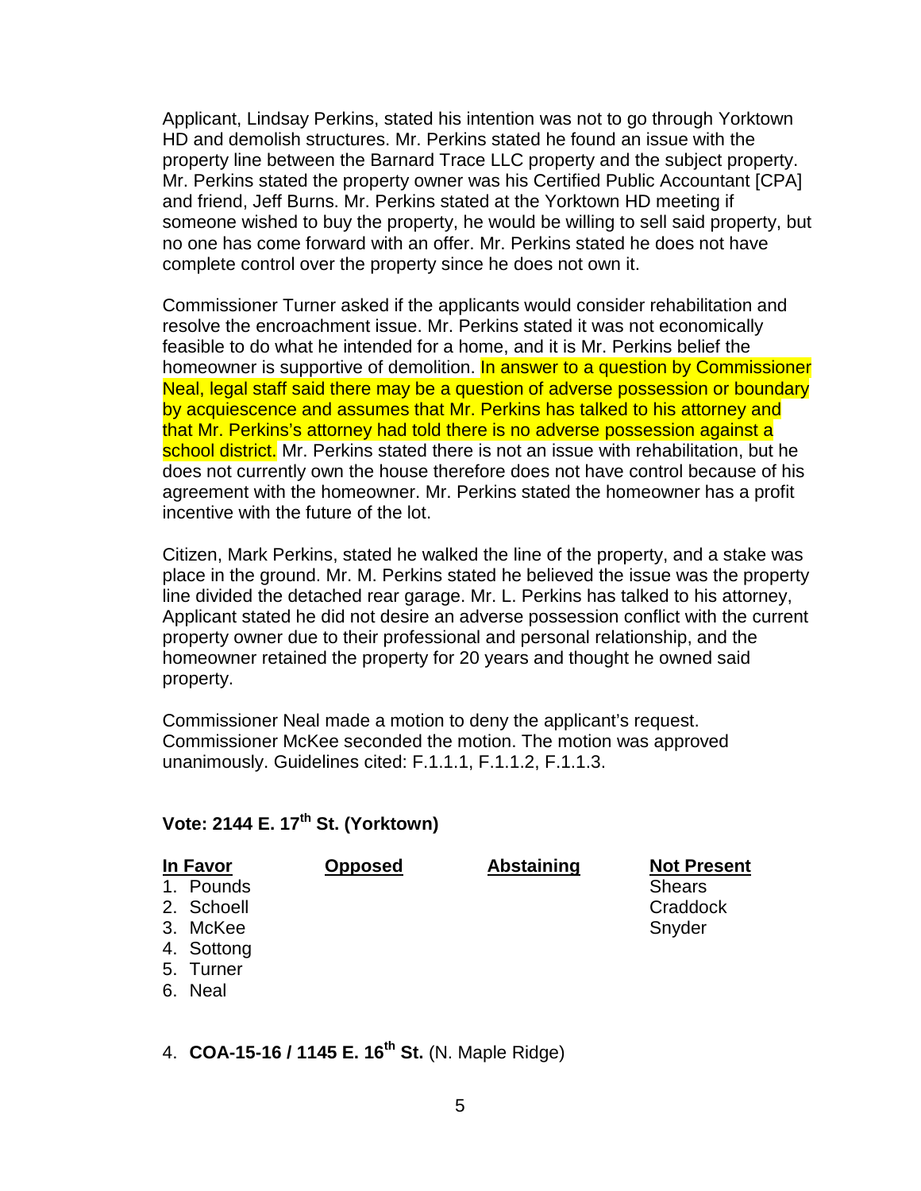Applicant, Lindsay Perkins, stated his intention was not to go through Yorktown HD and demolish structures. Mr. Perkins stated he found an issue with the property line between the Barnard Trace LLC property and the subject property. Mr. Perkins stated the property owner was his Certified Public Accountant [CPA] and friend, Jeff Burns. Mr. Perkins stated at the Yorktown HD meeting if someone wished to buy the property, he would be willing to sell said property, but no one has come forward with an offer. Mr. Perkins stated he does not have complete control over the property since he does not own it.

Commissioner Turner asked if the applicants would consider rehabilitation and resolve the encroachment issue. Mr. Perkins stated it was not economically feasible to do what he intended for a home, and it is Mr. Perkins belief the homeowner is supportive of demolition. In answer to a question by Commissioner Neal, legal staff said there may be a question of adverse possession or boundary by acquiescence and assumes that Mr. Perkins has talked to his attorney and that Mr. Perkins's attorney had told there is no adverse possession against a school district. Mr. Perkins stated there is not an issue with rehabilitation, but he does not currently own the house therefore does not have control because of his agreement with the homeowner. Mr. Perkins stated the homeowner has a profit incentive with the future of the lot.

Citizen, Mark Perkins, stated he walked the line of the property, and a stake was place in the ground. Mr. M. Perkins stated he believed the issue was the property line divided the detached rear garage. Mr. L. Perkins has talked to his attorney, Applicant stated he did not desire an adverse possession conflict with the current property owner due to their professional and personal relationship, and the homeowner retained the property for 20 years and thought he owned said property.

Commissioner Neal made a motion to deny the applicant's request. Commissioner McKee seconded the motion. The motion was approved unanimously. Guidelines cited: F.1.1.1, F.1.1.2, F.1.1.3.

**Vote: 2144 E. 17th St. (Yorktown)**

| In Favor | Opposed | Abstaining | Not Present |
|---|---|---|---|
| 1. Pounds | | | Shears |
| 2. Schoell | | | Craddock |
| 3. McKee | | | Snyder |
| 4. Sottong | | | |
| 5. Turner | | | |
| 6. Neal | | | |

4. **COA-15-16 / 1145 E. 16th St.** (N. Maple Ridge)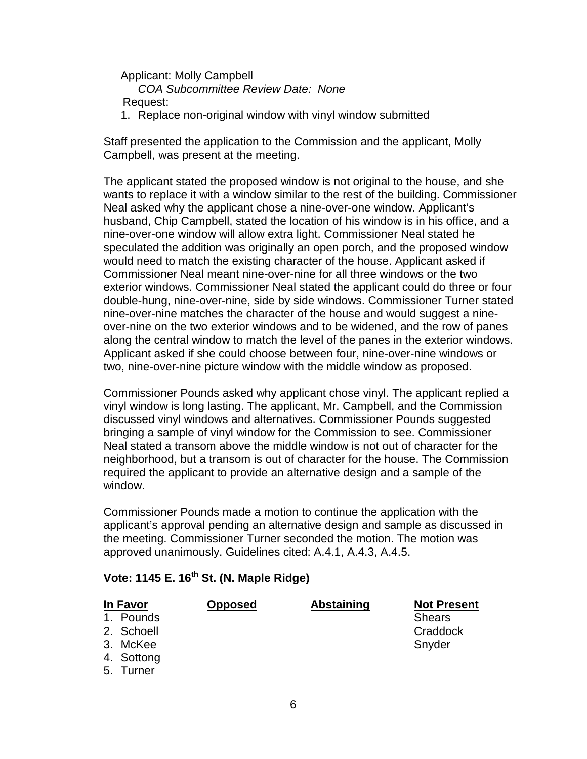Applicant: Molly Campbell

*COA Subcommittee Review Date: None*

Request:

1. Replace non-original window with vinyl window submitted

Staff presented the application to the Commission and the applicant, Molly Campbell, was present at the meeting.

The applicant stated the proposed window is not original to the house, and she wants to replace it with a window similar to the rest of the building. Commissioner Neal asked why the applicant chose a nine-over-one window. Applicant's husband, Chip Campbell, stated the location of his window is in his office, and a nine-over-one window will allow extra light. Commissioner Neal stated he speculated the addition was originally an open porch, and the proposed window would need to match the existing character of the house. Applicant asked if Commissioner Neal meant nine-over-nine for all three windows or the two exterior windows. Commissioner Neal stated the applicant could do three or four double-hung, nine-over-nine, side by side windows. Commissioner Turner stated nine-over-nine matches the character of the house and would suggest a nine-over-nine on the two exterior windows and to be widened, and the row of panes along the central window to match the level of the panes in the exterior windows. Applicant asked if she could choose between four, nine-over-nine windows or two, nine-over-nine picture window with the middle window as proposed.

Commissioner Pounds asked why applicant chose vinyl. The applicant replied a vinyl window is long lasting. The applicant, Mr. Campbell, and the Commission discussed vinyl windows and alternatives. Commissioner Pounds suggested bringing a sample of vinyl window for the Commission to see. Commissioner Neal stated a transom above the middle window is not out of character for the neighborhood, but a transom is out of character for the house. The Commission required the applicant to provide an alternative design and a sample of the window.

Commissioner Pounds made a motion to continue the application with the applicant's approval pending an alternative design and sample as discussed in the meeting. Commissioner Turner seconded the motion. The motion was approved unanimously. Guidelines cited: A.4.1, A.4.3, A.4.5.

**Vote: 1145 E. 16th St. (N. Maple Ridge)**

| In Favor | Opposed | Abstaining | Not Present |
|---|---|---|---|
| 1. Pounds | | | Shears |
| 2. Schoell | | | Craddock |
| 3. McKee | | | Snyder |
| 4. Sottong | | | |
| 5. Turner | | | |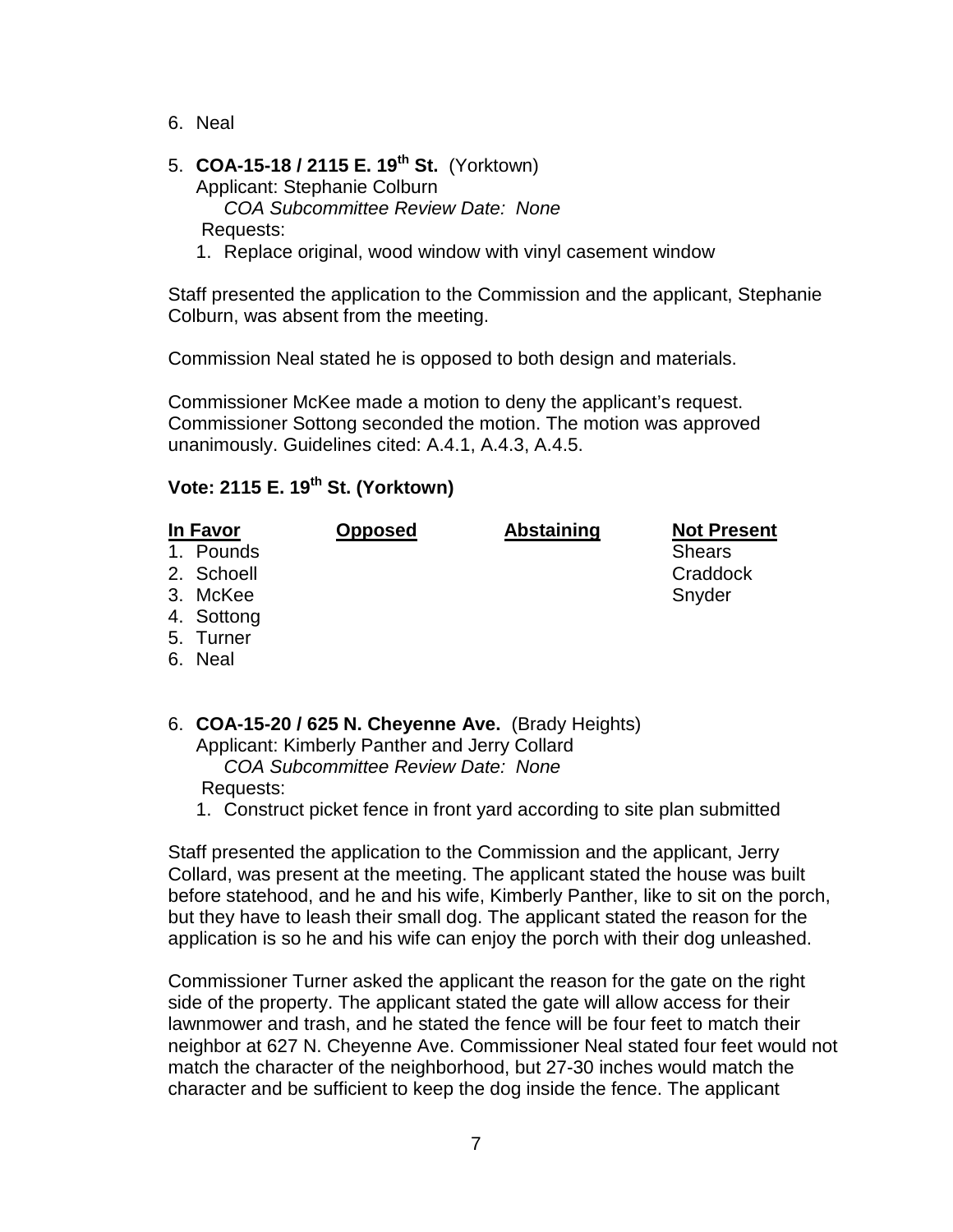6. Neal

5. **COA-15-18 / 2115 E. 19th St.** (Yorktown)
   Applicant: Stephanie Colburn
   *COA Subcommittee Review Date: None*
   Requests:
   1. Replace original, wood window with vinyl casement window

Staff presented the application to the Commission and the applicant, Stephanie Colburn, was absent from the meeting.

Commission Neal stated he is opposed to both design and materials.

Commissioner McKee made a motion to deny the applicant's request. Commissioner Sottong seconded the motion. The motion was approved unanimously. Guidelines cited: A.4.1, A.4.3, A.4.5.

**Vote: 2115 E. 19th St. (Yorktown)**

| In Favor | Opposed | Abstaining | Not Present |
|---|---|---|---|
| 1. Pounds | | | Shears |
| 2. Schoell | | | Craddock |
| 3. McKee | | | Snyder |
| 4. Sottong | | | |
| 5. Turner | | | |
| 6. Neal | | | |

6. **COA-15-20 / 625 N. Cheyenne Ave.** (Brady Heights)
   Applicant: Kimberly Panther and Jerry Collard
   *COA Subcommittee Review Date: None*
   Requests:
   1. Construct picket fence in front yard according to site plan submitted

Staff presented the application to the Commission and the applicant, Jerry Collard, was present at the meeting. The applicant stated the house was built before statehood, and he and his wife, Kimberly Panther, like to sit on the porch, but they have to leash their small dog. The applicant stated the reason for the application is so he and his wife can enjoy the porch with their dog unleashed.

Commissioner Turner asked the applicant the reason for the gate on the right side of the property. The applicant stated the gate will allow access for their lawnmower and trash, and he stated the fence will be four feet to match their neighbor at 627 N. Cheyenne Ave. Commissioner Neal stated four feet would not match the character of the neighborhood, but 27-30 inches would match the character and be sufficient to keep the dog inside the fence. The applicant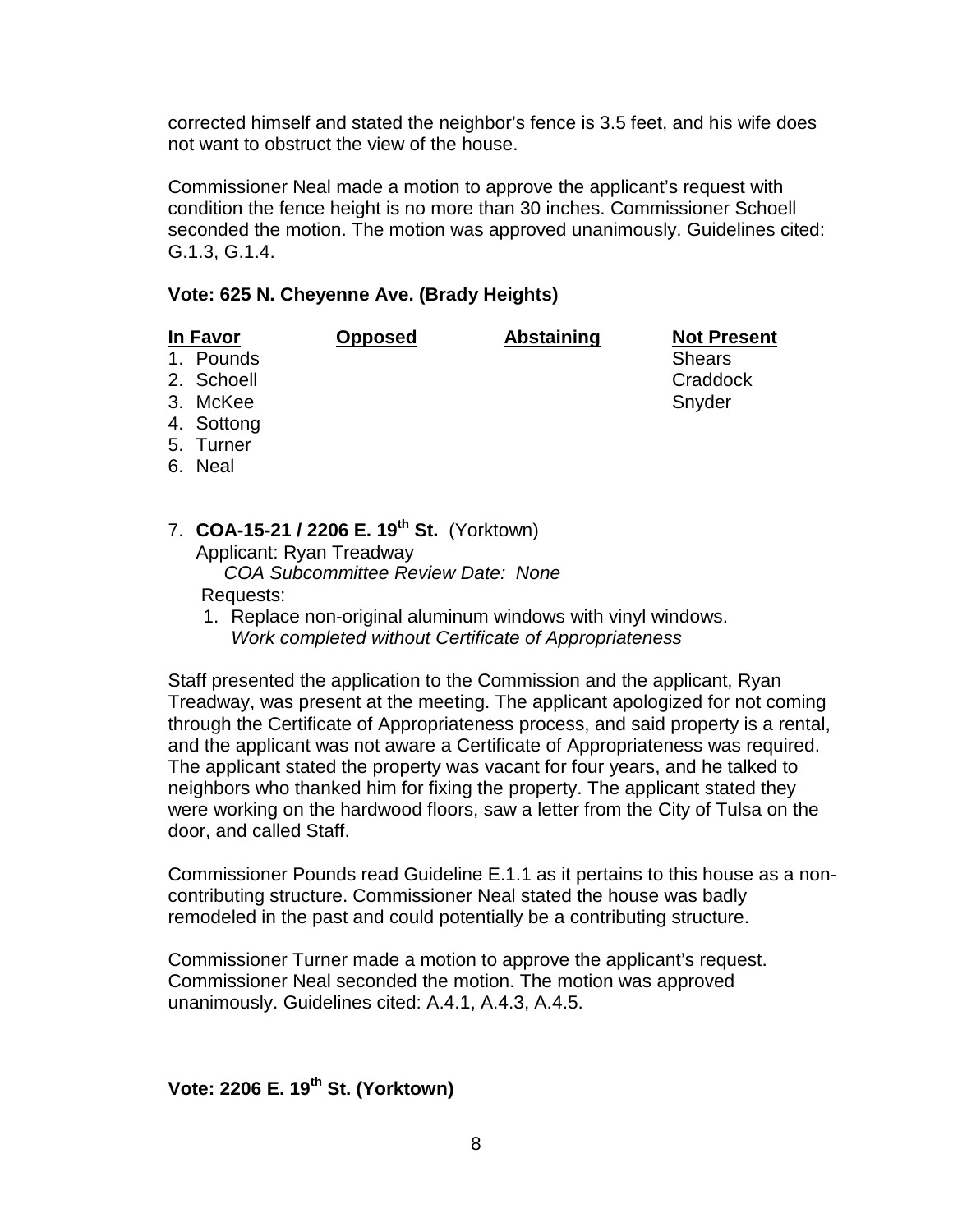corrected himself and stated the neighbor's fence is 3.5 feet, and his wife does not want to obstruct the view of the house.

Commissioner Neal made a motion to approve the applicant's request with condition the fence height is no more than 30 inches. Commissioner Schoell seconded the motion. The motion was approved unanimously. Guidelines cited: G.1.3, G.1.4.

**Vote: 625 N. Cheyenne Ave. (Brady Heights)**

| In Favor | Opposed | Abstaining | Not Present |
|---|---|---|---|
| 1. Pounds | | | Shears |
| 2. Schoell | | | Craddock |
| 3. McKee | | | Snyder |
| 4. Sottong | | | |
| 5. Turner | | | |
| 6. Neal | | | |

7. **COA-15-21 / 2206 E. 19th St.** (Yorktown)
   Applicant: Ryan Treadway
   *COA Subcommittee Review Date: None*
   Requests:
   1. Replace non-original aluminum windows with vinyl windows.
      *Work completed without Certificate of Appropriateness*

Staff presented the application to the Commission and the applicant, Ryan Treadway, was present at the meeting. The applicant apologized for not coming through the Certificate of Appropriateness process, and said property is a rental, and the applicant was not aware a Certificate of Appropriateness was required. The applicant stated the property was vacant for four years, and he talked to neighbors who thanked him for fixing the property. The applicant stated they were working on the hardwood floors, saw a letter from the City of Tulsa on the door, and called Staff.

Commissioner Pounds read Guideline E.1.1 as it pertains to this house as a non-contributing structure. Commissioner Neal stated the house was badly remodeled in the past and could potentially be a contributing structure.

Commissioner Turner made a motion to approve the applicant's request. Commissioner Neal seconded the motion. The motion was approved unanimously. Guidelines cited: A.4.1, A.4.3, A.4.5.

**Vote: 2206 E. 19th St. (Yorktown)**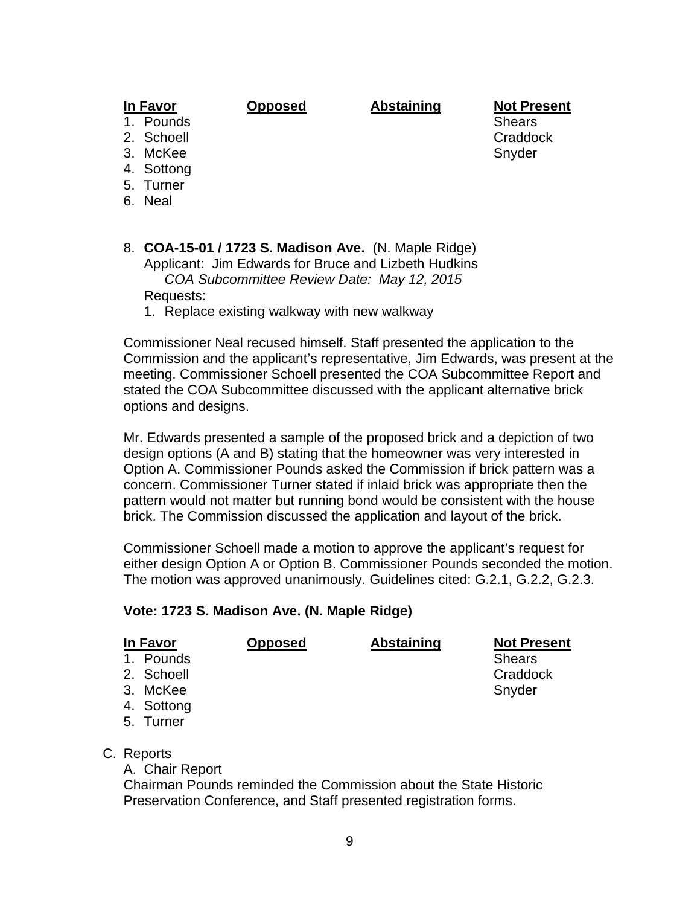| In Favor | Opposed | Abstaining | Not Present |
| --- | --- | --- | --- |
| 1. Pounds | | | Shears |
| 2. Schoell | | | Craddock |
| 3. McKee | | | Snyder |
| 4. Sottong | | | |
| 5. Turner | | | |
| 6. Neal | | | |

8. **COA-15-01 / 1723 S. Madison Ave.** (N. Maple Ridge)
   Applicant: Jim Edwards for Bruce and Lizbeth Hudkins
   *COA Subcommittee Review Date: May 12, 2015*
   Requests:
   1. Replace existing walkway with new walkway

Commissioner Neal recused himself. Staff presented the application to the Commission and the applicant's representative, Jim Edwards, was present at the meeting. Commissioner Schoell presented the COA Subcommittee Report and stated the COA Subcommittee discussed with the applicant alternative brick options and designs.

Mr. Edwards presented a sample of the proposed brick and a depiction of two design options (A and B) stating that the homeowner was very interested in Option A. Commissioner Pounds asked the Commission if brick pattern was a concern. Commissioner Turner stated if inlaid brick was appropriate then the pattern would not matter but running bond would be consistent with the house brick. The Commission discussed the application and layout of the brick.

Commissioner Schoell made a motion to approve the applicant's request for either design Option A or Option B. Commissioner Pounds seconded the motion. The motion was approved unanimously. Guidelines cited: G.2.1, G.2.2, G.2.3.

**Vote: 1723 S. Madison Ave. (N. Maple Ridge)**

| In Favor | Opposed | Abstaining | Not Present |
| --- | --- | --- | --- |
| 1. Pounds | | | Shears |
| 2. Schoell | | | Craddock |
| 3. McKee | | | Snyder |
| 4. Sottong | | | |
| 5. Turner | | | |

C. Reports
   A. Chair Report
   Chairman Pounds reminded the Commission about the State Historic Preservation Conference, and Staff presented registration forms.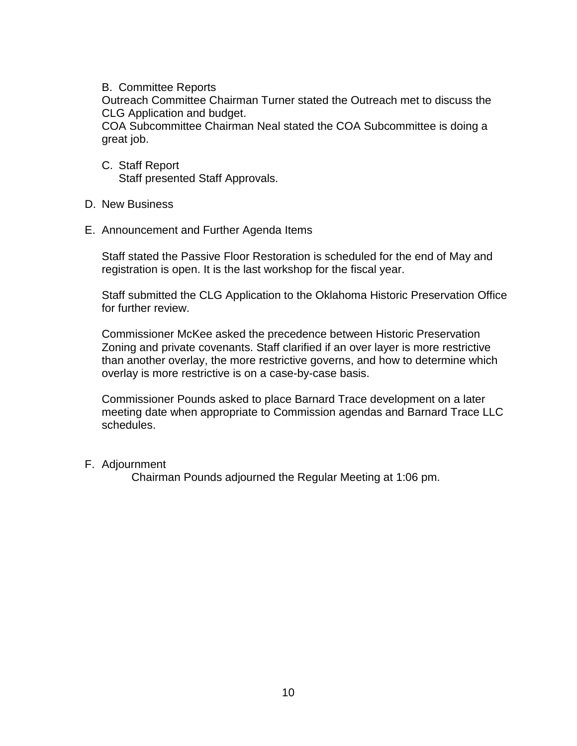B. Committee Reports

Outreach Committee Chairman Turner stated the Outreach met to discuss the CLG Application and budget.

COA Subcommittee Chairman Neal stated the COA Subcommittee is doing a great job.

C. Staff Report

Staff presented Staff Approvals.

D. New Business

E. Announcement and Further Agenda Items

Staff stated the Passive Floor Restoration is scheduled for the end of May and registration is open. It is the last workshop for the fiscal year.

Staff submitted the CLG Application to the Oklahoma Historic Preservation Office for further review.

Commissioner McKee asked the precedence between Historic Preservation Zoning and private covenants. Staff clarified if an over layer is more restrictive than another overlay, the more restrictive governs, and how to determine which overlay is more restrictive is on a case-by-case basis.

Commissioner Pounds asked to place Barnard Trace development on a later meeting date when appropriate to Commission agendas and Barnard Trace LLC schedules.

F. Adjournment

Chairman Pounds adjourned the Regular Meeting at 1:06 pm.